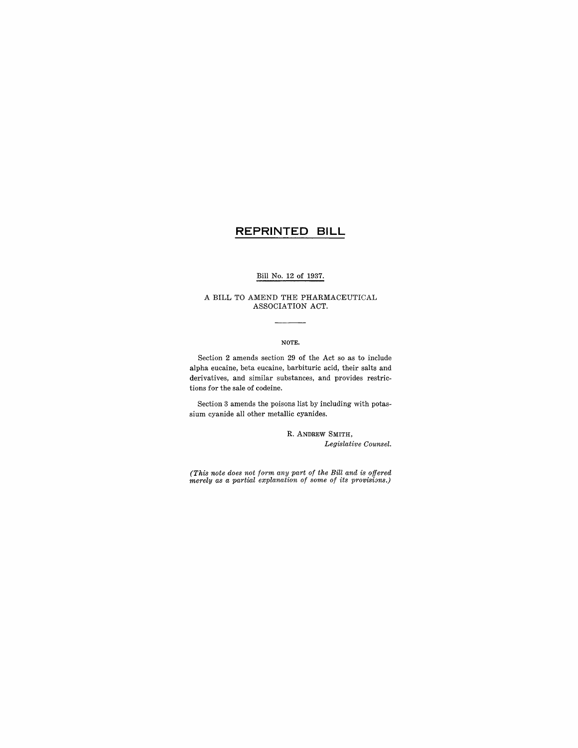# REPRINTED BILL

Bill No. 12 of 1937.

A BILL TO AMEND THE PHARMACEUTICAL ASSOCIATION ACT.

---

NOTE.

Section 2 amends section 29 of the Act so as to include alpha eucaine, beta eucaine, barbituric acid, their salts and derivatives, and similar substances, and provides restrictions for the sale of codeine.

Section 3 amends the poisons list by including with potassium cyanide all other metallic cyanides.

R. ANDREW SMITH,
*Legislative Counsel.*

*(This note does not form any part of the Bill and is offered merely as a partial explanation of some of its provisions.)*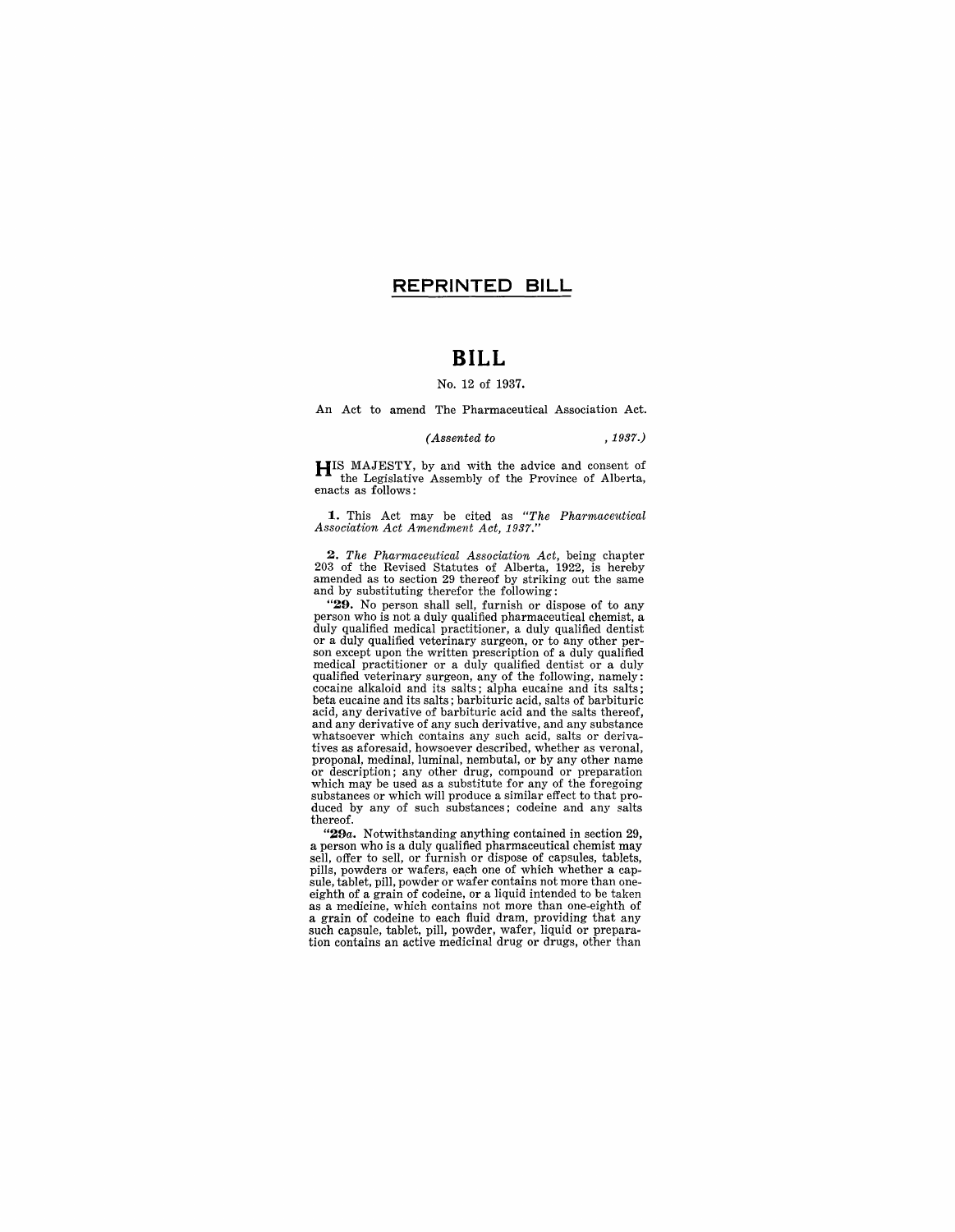# REPRINTED BILL

# BILL

No. 12 of 1937.

An Act to amend The Pharmaceutical Association Act.

*(Assented to , 1937.)*

HIS MAJESTY, by and with the advice and consent of the Legislative Assembly of the Province of Alberta, enacts as follows:

**1.** This Act may be cited as *"The Pharmaceutical Association Act Amendment Act, 1937."*

**2.** *The Pharmaceutical Association Act*, being chapter 203 of the Revised Statutes of Alberta, 1922, is hereby amended as to section 29 thereof by striking out the same and by substituting therefor the following:

"**29.** No person shall sell, furnish or dispose of to any person who is not a duly qualified pharmaceutical chemist, a duly qualified medical practitioner, a duly qualified dentist or a duly qualified veterinary surgeon, or to any other person except upon the written prescription of a duly qualified medical practitioner or a duly qualified dentist or a duly qualified veterinary surgeon, any of the following, namely: cocaine alkaloid and its salts; alpha eucaine and its salts; beta eucaine and its salts; barbituric acid, salts of barbituric acid, any derivative of barbituric acid and the salts thereof, and any derivative of any such derivative, and any substance whatsoever which contains any such acid, salts or derivatives as aforesaid, howsoever described, whether as veronal, proponal, medinal, luminal, nembutal, or by any other name or description; any other drug, compound or preparation which may be used as a substitute for any of the foregoing substances or which will produce a similar effect to that produced by any of such substances; codeine and any salts thereof.

"**29*a*.** Notwithstanding anything contained in section 29, a person who is a duly qualified pharmaceutical chemist may sell, offer to sell, or furnish or dispose of capsules, tablets, pills, powders or wafers, each one of which whether a capsule, tablet, pill, powder or wafer contains not more than one-eighth of a grain of codeine, or a liquid intended to be taken as a medicine, which contains not more than one-eighth of a grain of codeine to each fluid dram, providing that any such capsule, tablet, pill, powder, wafer, liquid or preparation contains an active medicinal drug or drugs, other than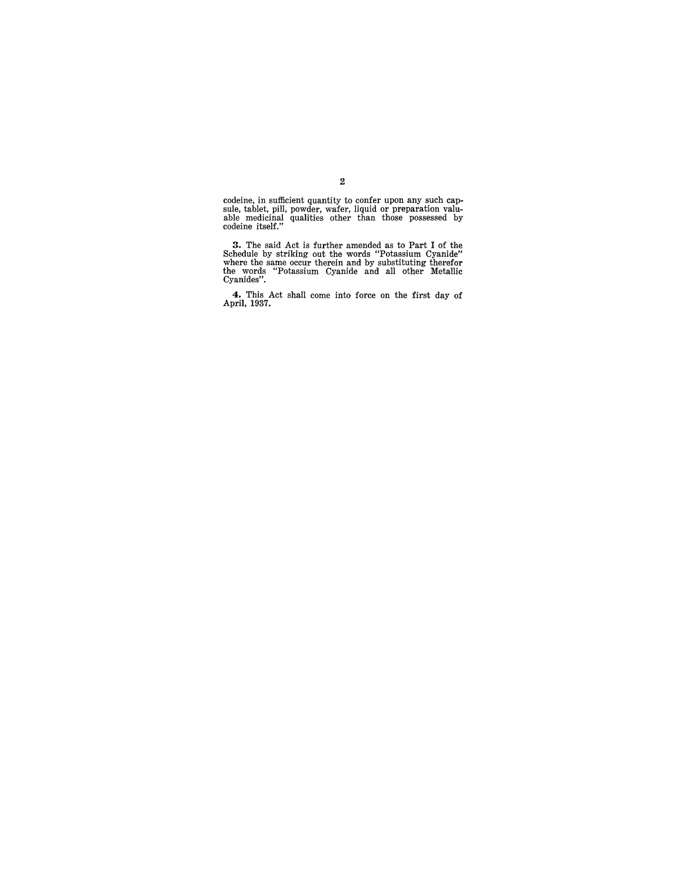codeine, in sufficient quantity to confer upon any such capsule, tablet, pill, powder, wafer, liquid or preparation valuable medicinal qualities other than those possessed by codeine itself."

**3.** The said Act is further amended as to Part I of the Schedule by striking out the words "Potassium Cyanide" where the same occur therein and by substituting therefor the words "Potassium Cyanide and all other Metallic Cyanides".

**4.** This Act shall come into force on the first day of April, 1937.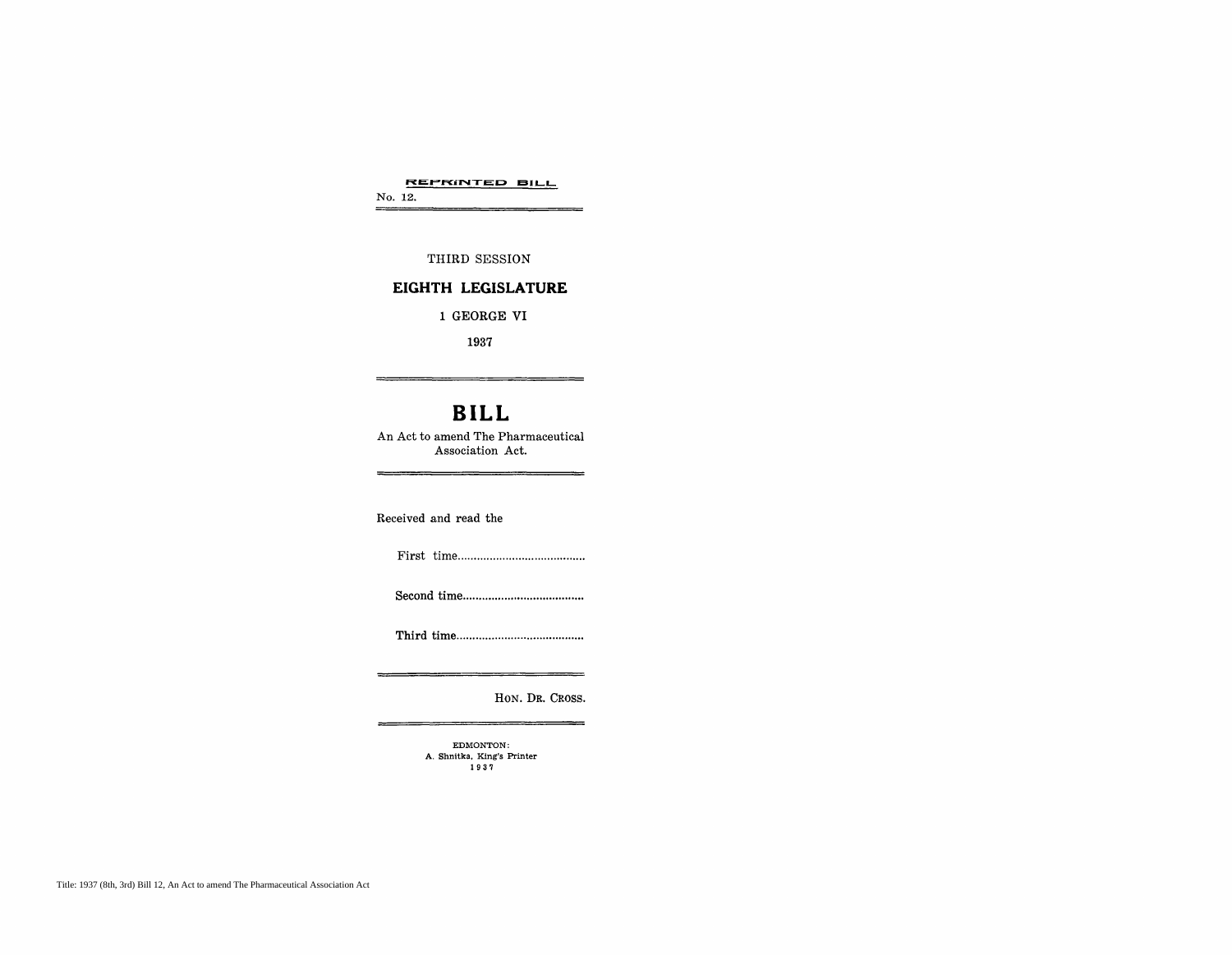REPRINTED BILL

No. 12.

THIRD SESSION

## EIGHTH LEGISLATURE

1 GEORGE VI

1937

# BILL

An Act to amend The Pharmaceutical Association Act.

Received and read the

First time........................................

Second time......................................

Third time........................................

HON. DR. CROSS.

EDMONTON:
A. Shnitka, King's Printer
1937

Title: 1937 (8th, 3rd) Bill 12, An Act to amend The Pharmaceutical Association Act